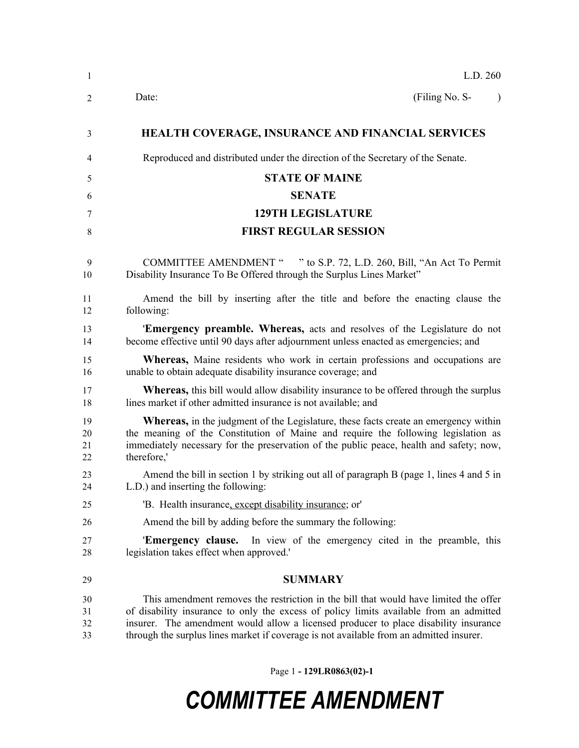L.D. 260

Date: (Filing No. S- )

## HEALTH COVERAGE, INSURANCE AND FINANCIAL SERVICES

Reproduced and distributed under the direction of the Secretary of the Senate.

**STATE OF MAINE**

**SENATE**

**129TH LEGISLATURE**

**FIRST REGULAR SESSION**

COMMITTEE AMENDMENT " " to S.P. 72, L.D. 260, Bill, "An Act To Permit Disability Insurance To Be Offered through the Surplus Lines Market"

Amend the bill by inserting after the title and before the enacting clause the following:

'**Emergency preamble. Whereas,** acts and resolves of the Legislature do not become effective until 90 days after adjournment unless enacted as emergencies; and

**Whereas,** Maine residents who work in certain professions and occupations are unable to obtain adequate disability insurance coverage; and

**Whereas,** this bill would allow disability insurance to be offered through the surplus lines market if other admitted insurance is not available; and

**Whereas,** in the judgment of the Legislature, these facts create an emergency within the meaning of the Constitution of Maine and require the following legislation as immediately necessary for the preservation of the public peace, health and safety; now, therefore,'

Amend the bill in section 1 by striking out all of paragraph B (page 1, lines 4 and 5 in L.D.) and inserting the following:

'B. Health insurance, except disability insurance; or'

Amend the bill by adding before the summary the following:

'**Emergency clause.** In view of the emergency cited in the preamble, this legislation takes effect when approved.'

## SUMMARY

This amendment removes the restriction in the bill that would have limited the offer of disability insurance to only the excess of policy limits available from an admitted insurer. The amendment would allow a licensed producer to place disability insurance through the surplus lines market if coverage is not available from an admitted insurer.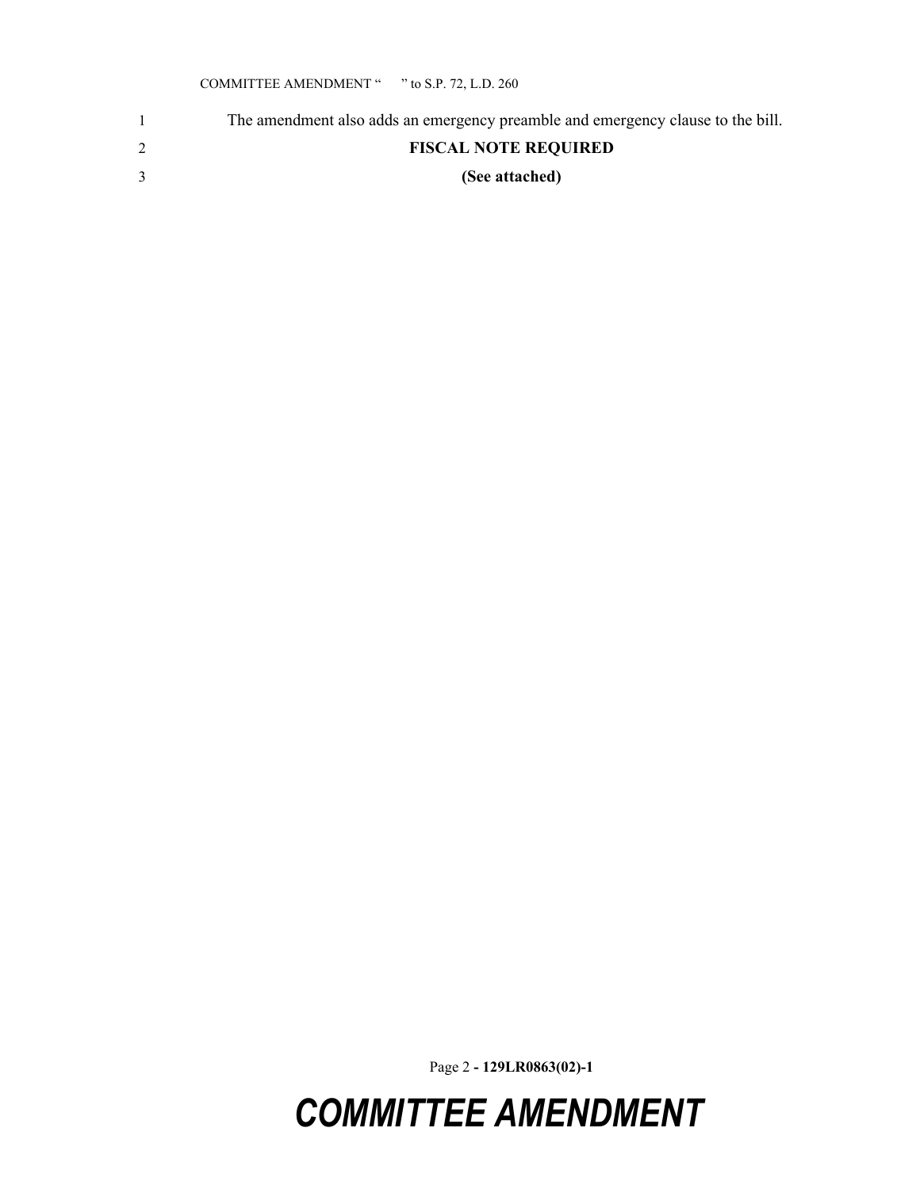The amendment also adds an emergency preamble and emergency clause to the bill.

**FISCAL NOTE REQUIRED**

**(See attached)**